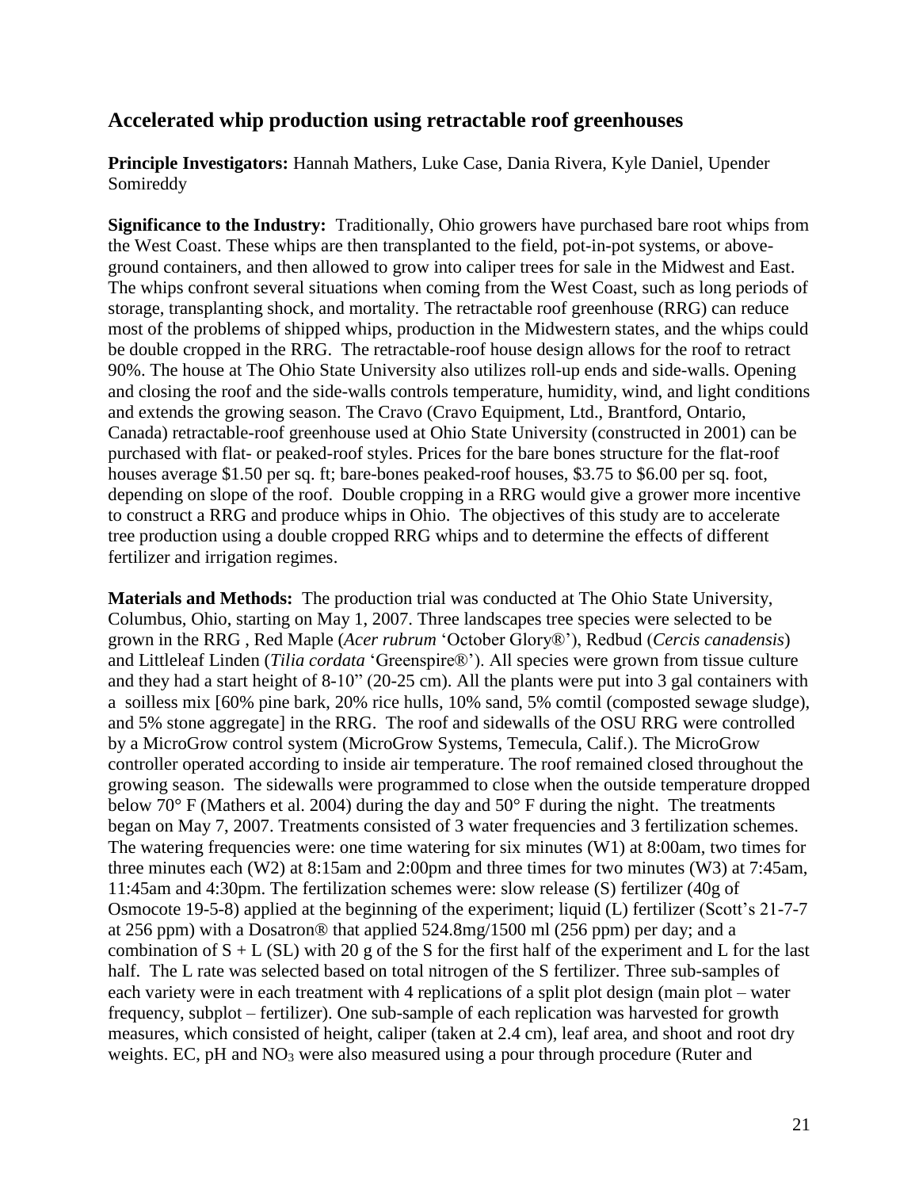## Accelerated whip production using retractable roof greenhouses

**Principle Investigators:** Hannah Mathers, Luke Case, Dania Rivera, Kyle Daniel, Upender Somireddy

**Significance to the Industry:** Traditionally, Ohio growers have purchased bare root whips from the West Coast. These whips are then transplanted to the field, pot-in-pot systems, or above-ground containers, and then allowed to grow into caliper trees for sale in the Midwest and East. The whips confront several situations when coming from the West Coast, such as long periods of storage, transplanting shock, and mortality. The retractable roof greenhouse (RRG) can reduce most of the problems of shipped whips, production in the Midwestern states, and the whips could be double cropped in the RRG. The retractable-roof house design allows for the roof to retract 90%. The house at The Ohio State University also utilizes roll-up ends and side-walls. Opening and closing the roof and the side-walls controls temperature, humidity, wind, and light conditions and extends the growing season. The Cravo (Cravo Equipment, Ltd., Brantford, Ontario, Canada) retractable-roof greenhouse used at Ohio State University (constructed in 2001) can be purchased with flat- or peaked-roof styles. Prices for the bare bones structure for the flat-roof houses average \$1.50 per sq. ft; bare-bones peaked-roof houses, \$3.75 to \$6.00 per sq. foot, depending on slope of the roof. Double cropping in a RRG would give a grower more incentive to construct a RRG and produce whips in Ohio. The objectives of this study are to accelerate tree production using a double cropped RRG whips and to determine the effects of different fertilizer and irrigation regimes.

**Materials and Methods:** The production trial was conducted at The Ohio State University, Columbus, Ohio, starting on May 1, 2007. Three landscapes tree species were selected to be grown in the RRG , Red Maple (*Acer rubrum* 'October Glory®'), Redbud (*Cercis canadensis*) and Littleleaf Linden (*Tilia cordata* 'Greenspire®'). All species were grown from tissue culture and they had a start height of 8-10" (20-25 cm). All the plants were put into 3 gal containers with a soilless mix [60% pine bark, 20% rice hulls, 10% sand, 5% comtil (composted sewage sludge), and 5% stone aggregate] in the RRG. The roof and sidewalls of the OSU RRG were controlled by a MicroGrow control system (MicroGrow Systems, Temecula, Calif.). The MicroGrow controller operated according to inside air temperature. The roof remained closed throughout the growing season. The sidewalls were programmed to close when the outside temperature dropped below 70° F (Mathers et al. 2004) during the day and 50° F during the night. The treatments began on May 7, 2007. Treatments consisted of 3 water frequencies and 3 fertilization schemes. The watering frequencies were: one time watering for six minutes (W1) at 8:00am, two times for three minutes each (W2) at 8:15am and 2:00pm and three times for two minutes (W3) at 7:45am, 11:45am and 4:30pm. The fertilization schemes were: slow release (S) fertilizer (40g of Osmocote 19-5-8) applied at the beginning of the experiment; liquid (L) fertilizer (Scott's 21-7-7 at 256 ppm) with a Dosatron® that applied 524.8mg/1500 ml (256 ppm) per day; and a combination of S + L (SL) with 20 g of the S for the first half of the experiment and L for the last half. The L rate was selected based on total nitrogen of the S fertilizer. Three sub-samples of each variety were in each treatment with 4 replications of a split plot design (main plot – water frequency, subplot – fertilizer). One sub-sample of each replication was harvested for growth measures, which consisted of height, caliper (taken at 2.4 cm), leaf area, and shoot and root dry weights. EC, pH and $NO_3$ were also measured using a pour through procedure (Ruter and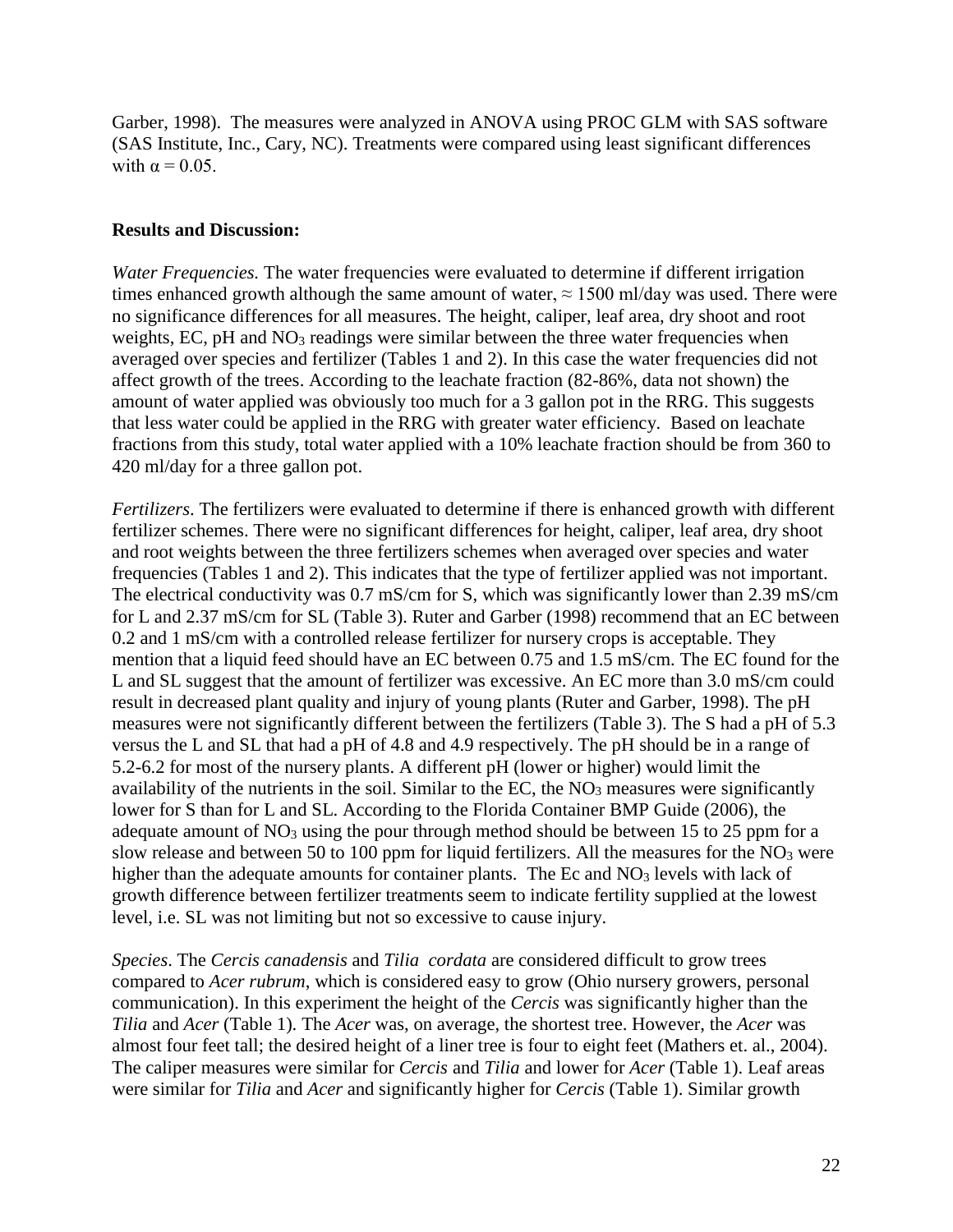Garber, 1998). The measures were analyzed in ANOVA using PROC GLM with SAS software (SAS Institute, Inc., Cary, NC). Treatments were compared using least significant differences with $\alpha = 0.05$.

**Results and Discussion:**

*Water Frequencies.* The water frequencies were evaluated to determine if different irrigation times enhanced growth although the same amount of water, $\approx$ 1500 ml/day was used. There were no significance differences for all measures. The height, caliper, leaf area, dry shoot and root weights, EC, pH and $NO_3$ readings were similar between the three water frequencies when averaged over species and fertilizer (Tables 1 and 2). In this case the water frequencies did not affect growth of the trees. According to the leachate fraction (82-86%, data not shown) the amount of water applied was obviously too much for a 3 gallon pot in the RRG. This suggests that less water could be applied in the RRG with greater water efficiency. Based on leachate fractions from this study, total water applied with a 10% leachate fraction should be from 360 to 420 ml/day for a three gallon pot.

*Fertilizers*. The fertilizers were evaluated to determine if there is enhanced growth with different fertilizer schemes. There were no significant differences for height, caliper, leaf area, dry shoot and root weights between the three fertilizers schemes when averaged over species and water frequencies (Tables 1 and 2). This indicates that the type of fertilizer applied was not important. The electrical conductivity was 0.7 mS/cm for S, which was significantly lower than 2.39 mS/cm for L and 2.37 mS/cm for SL (Table 3). Ruter and Garber (1998) recommend that an EC between 0.2 and 1 mS/cm with a controlled release fertilizer for nursery crops is acceptable. They mention that a liquid feed should have an EC between 0.75 and 1.5 mS/cm. The EC found for the L and SL suggest that the amount of fertilizer was excessive. An EC more than 3.0 mS/cm could result in decreased plant quality and injury of young plants (Ruter and Garber, 1998). The pH measures were not significantly different between the fertilizers (Table 3). The S had a pH of 5.3 versus the L and SL that had a pH of 4.8 and 4.9 respectively. The pH should be in a range of 5.2-6.2 for most of the nursery plants. A different pH (lower or higher) would limit the availability of the nutrients in the soil. Similar to the EC, the $NO_3$ measures were significantly lower for S than for L and SL. According to the Florida Container BMP Guide (2006), the adequate amount of $NO_3$ using the pour through method should be between 15 to 25 ppm for a slow release and between 50 to 100 ppm for liquid fertilizers. All the measures for the $NO_3$ were higher than the adequate amounts for container plants. The Ec and $NO_3$ levels with lack of growth difference between fertilizer treatments seem to indicate fertility supplied at the lowest level, i.e. SL was not limiting but not so excessive to cause injury.

*Species*. The *Cercis canadensis* and *Tilia cordata* are considered difficult to grow trees compared to *Acer rubrum*, which is considered easy to grow (Ohio nursery growers, personal communication). In this experiment the height of the *Cercis* was significantly higher than the *Tilia* and *Acer* (Table 1). The *Acer* was, on average, the shortest tree. However, the *Acer* was almost four feet tall; the desired height of a liner tree is four to eight feet (Mathers et. al., 2004). The caliper measures were similar for *Cercis* and *Tilia* and lower for *Acer* (Table 1). Leaf areas were similar for *Tilia* and *Acer* and significantly higher for *Cercis* (Table 1). Similar growth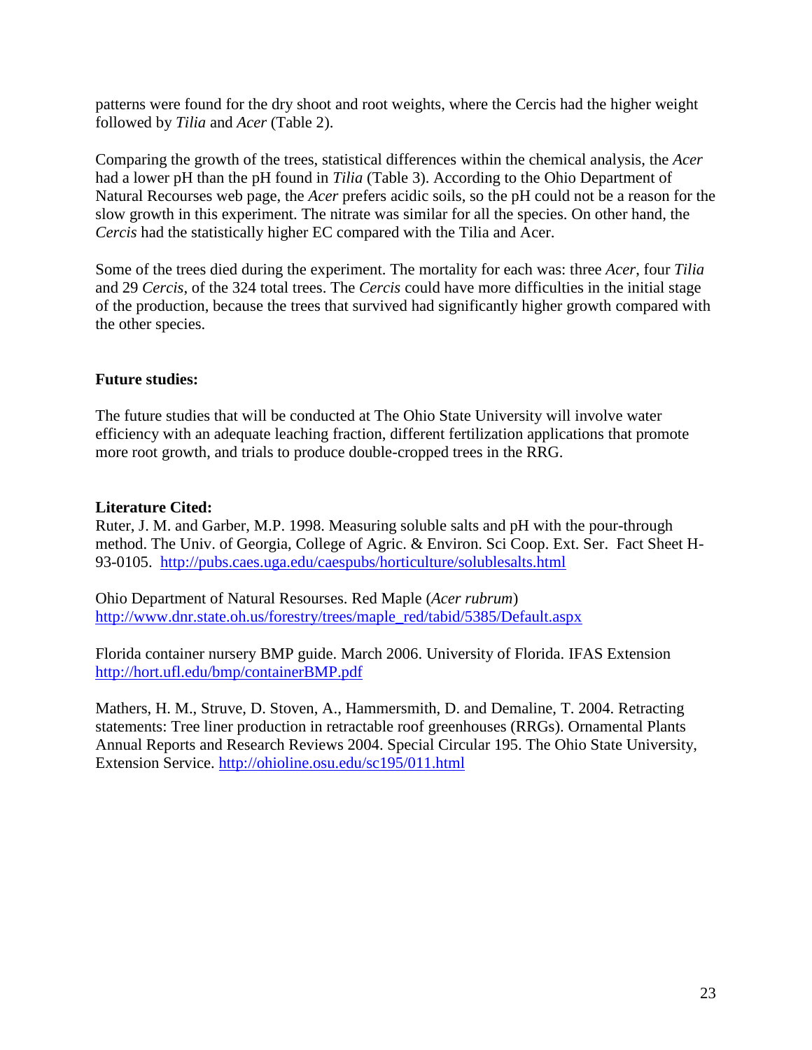patterns were found for the dry shoot and root weights, where the Cercis had the higher weight followed by *Tilia* and *Acer* (Table 2).

Comparing the growth of the trees, statistical differences within the chemical analysis, the *Acer* had a lower pH than the pH found in *Tilia* (Table 3). According to the Ohio Department of Natural Recourses web page, the *Acer* prefers acidic soils, so the pH could not be a reason for the slow growth in this experiment. The nitrate was similar for all the species. On other hand, the *Cercis* had the statistically higher EC compared with the Tilia and Acer.

Some of the trees died during the experiment. The mortality for each was: three *Acer*, four *Tilia* and 29 *Cercis*, of the 324 total trees. The *Cercis* could have more difficulties in the initial stage of the production, because the trees that survived had significantly higher growth compared with the other species.

**Future studies:**

The future studies that will be conducted at The Ohio State University will involve water efficiency with an adequate leaching fraction, different fertilization applications that promote more root growth, and trials to produce double-cropped trees in the RRG.

**Literature Cited:**

Ruter, J. M. and Garber, M.P. 1998. Measuring soluble salts and pH with the pour-through method. The Univ. of Georgia, College of Agric. & Environ. Sci Coop. Ext. Ser. Fact Sheet H-93-0105. http://pubs.caes.uga.edu/caespubs/horticulture/solublesalts.html

Ohio Department of Natural Resourses. Red Maple (*Acer rubrum*) http://www.dnr.state.oh.us/forestry/trees/maple_red/tabid/5385/Default.aspx

Florida container nursery BMP guide. March 2006. University of Florida. IFAS Extension http://hort.ufl.edu/bmp/containerBMP.pdf

Mathers, H. M., Struve, D. Stoven, A., Hammersmith, D. and Demaline, T. 2004. Retracting statements: Tree liner production in retractable roof greenhouses (RRGs). Ornamental Plants Annual Reports and Research Reviews 2004. Special Circular 195. The Ohio State University, Extension Service. http://ohioline.osu.edu/sc195/011.html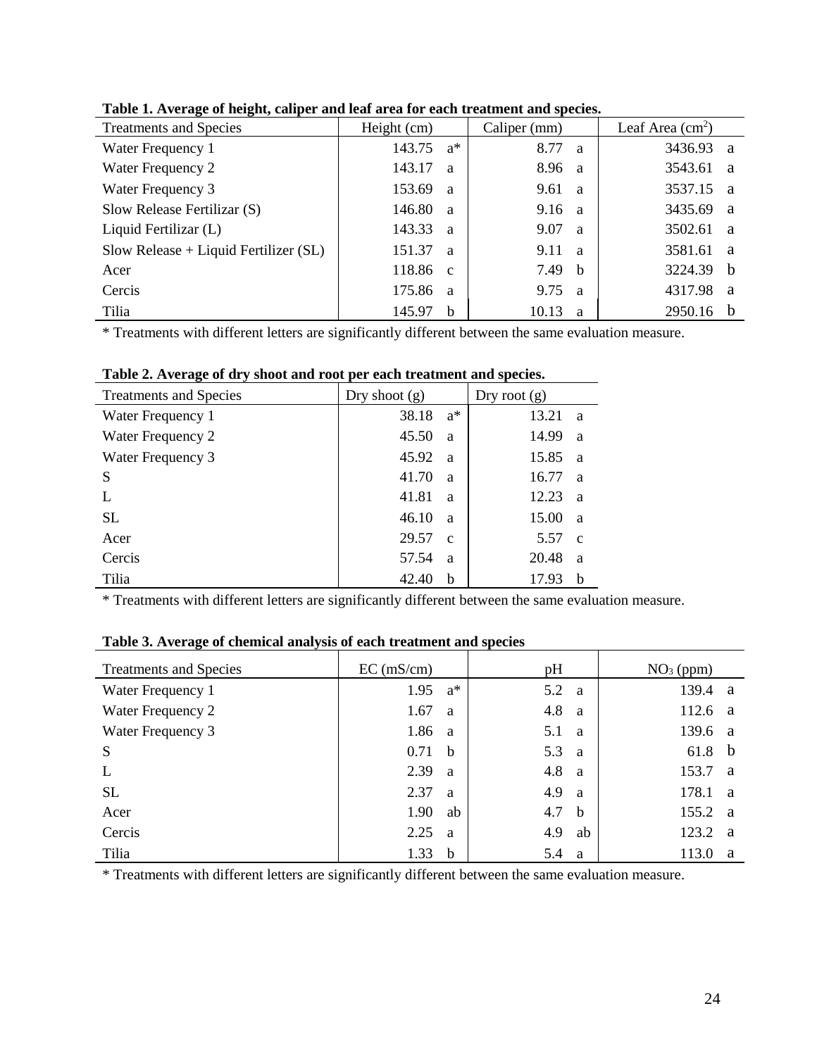**Table 1. Average of height, caliper and leaf area for each treatment and species.**

| Treatments and Species | Height (cm) | | Caliper (mm) | | Leaf Area ($cm^2$) | |
|---|---|---|---|---|---|---|
| Water Frequency 1 | 143.75 | a* | 8.77 | a | 3436.93 | a |
| Water Frequency 2 | 143.17 | a | 8.96 | a | 3543.61 | a |
| Water Frequency 3 | 153.69 | a | 9.61 | a | 3537.15 | a |
| Slow Release Fertilizar (S) | 146.80 | a | 9.16 | a | 3435.69 | a |
| Liquid Fertilizar (L) | 143.33 | a | 9.07 | a | 3502.61 | a |
| Slow Release + Liquid Fertilizer (SL) | 151.37 | a | 9.11 | a | 3581.61 | a |
| Acer | 118.86 | c | 7.49 | b | 3224.39 | b |
| Cercis | 175.86 | a | 9.75 | a | 4317.98 | a |
| Tilia | 145.97 | b | 10.13 | a | 2950.16 | b |

* Treatments with different letters are significantly different between the same evaluation measure.

**Table 2. Average of dry shoot and root per each treatment and species.**

| Treatments and Species | Dry shoot (g) | | Dry root (g) | |
|---|---|---|---|---|
| Water Frequency 1 | 38.18 | a* | 13.21 | a |
| Water Frequency 2 | 45.50 | a | 14.99 | a |
| Water Frequency 3 | 45.92 | a | 15.85 | a |
| S | 41.70 | a | 16.77 | a |
| L | 41.81 | a | 12.23 | a |
| SL | 46.10 | a | 15.00 | a |
| Acer | 29.57 | c | 5.57 | c |
| Cercis | 57.54 | a | 20.48 | a |
| Tilia | 42.40 | b | 17.93 | b |

* Treatments with different letters are significantly different between the same evaluation measure.

**Table 3. Average of chemical analysis of each treatment and species**

| Treatments and Species | EC (mS/cm) | | pH | | $NO_3$ (ppm) | |
|---|---|---|---|---|---|---|
| Water Frequency 1 | 1.95 | a* | 5.2 | a | 139.4 | a |
| Water Frequency 2 | 1.67 | a | 4.8 | a | 112.6 | a |
| Water Frequency 3 | 1.86 | a | 5.1 | a | 139.6 | a |
| S | 0.71 | b | 5.3 | a | 61.8 | b |
| L | 2.39 | a | 4.8 | a | 153.7 | a |
| SL | 2.37 | a | 4.9 | a | 178.1 | a |
| Acer | 1.90 | ab | 4.7 | b | 155.2 | a |
| Cercis | 2.25 | a | 4.9 | ab | 123.2 | a |
| Tilia | 1.33 | b | 5.4 | a | 113.0 | a |

* Treatments with different letters are significantly different between the same evaluation measure.